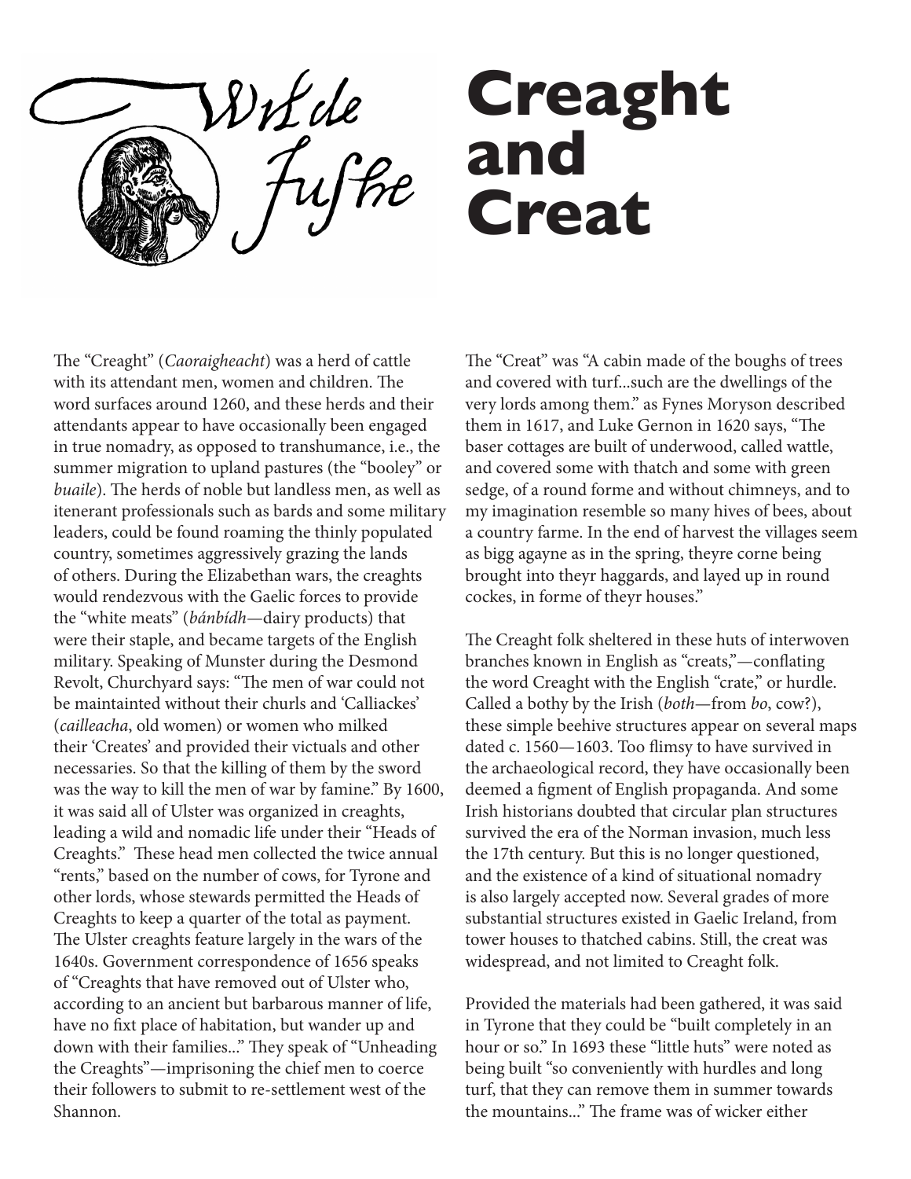# Creaght and Creat

The "Creaght" (*Caoraigheacht*) was a herd of cattle with its attendant men, women and children. The word surfaces around 1260, and these herds and their attendants appear to have occasionally been engaged in true nomadry, as opposed to transhumance, i.e., the summer migration to upland pastures (the "booley" or *buaile*). The herds of noble but landless men, as well as itenerant professionals such as bards and some military leaders, could be found roaming the thinly populated country, sometimes aggressively grazing the lands of others. During the Elizabethan wars, the creaghts would rendezvous with the Gaelic forces to provide the "white meats" (*bánbídh*—dairy products) that were their staple, and became targets of the English military. Speaking of Munster during the Desmond Revolt, Churchyard says: "The men of war could not be maintainted without their churls and 'Calliackes' (*cailleacha*, old women) or women who milked their 'Creates' and provided their victuals and other necessaries. So that the killing of them by the sword was the way to kill the men of war by famine." By 1600, it was said all of Ulster was organized in creaghts, leading a wild and nomadic life under their "Heads of Creaghts." These head men collected the twice annual "rents," based on the number of cows, for Tyrone and other lords, whose stewards permitted the Heads of Creaghts to keep a quarter of the total as payment. The Ulster creaghts feature largely in the wars of the 1640s. Government correspondence of 1656 speaks of "Creaghts that have removed out of Ulster who, according to an ancient but barbarous manner of life, have no fixt place of habitation, but wander up and down with their families..." They speak of "Unheading the Creaghts"—imprisoning the chief men to coerce their followers to submit to re-settlement west of the Shannon.

The "Creat" was "A cabin made of the boughs of trees and covered with turf...such are the dwellings of the very lords among them." as Fynes Moryson described them in 1617, and Luke Gernon in 1620 says, "The baser cottages are built of underwood, called wattle, and covered some with thatch and some with green sedge, of a round forme and without chimneys, and to my imagination resemble so many hives of bees, about a country farme. In the end of harvest the villages seem as bigg agayne as in the spring, theyre corne being brought into theyr haggards, and layed up in round cockes, in forme of theyr houses."

The Creaght folk sheltered in these huts of interwoven branches known in English as "creats,"—conflating the word Creaght with the English "crate," or hurdle. Called a bothy by the Irish (*both*—from *bo*, cow?), these simple beehive structures appear on several maps dated c. 1560—1603. Too flimsy to have survived in the archaeological record, they have occasionally been deemed a figment of English propaganda. And some Irish historians doubted that circular plan structures survived the era of the Norman invasion, much less the 17th century. But this is no longer questioned, and the existence of a kind of situational nomadry is also largely accepted now. Several grades of more substantial structures existed in Gaelic Ireland, from tower houses to thatched cabins. Still, the creat was widespread, and not limited to Creaght folk.

Provided the materials had been gathered, it was said in Tyrone that they could be "built completely in an hour or so." In 1693 these "little huts" were noted as being built "so conveniently with hurdles and long turf, that they can remove them in summer towards the mountains..." The frame was of wicker either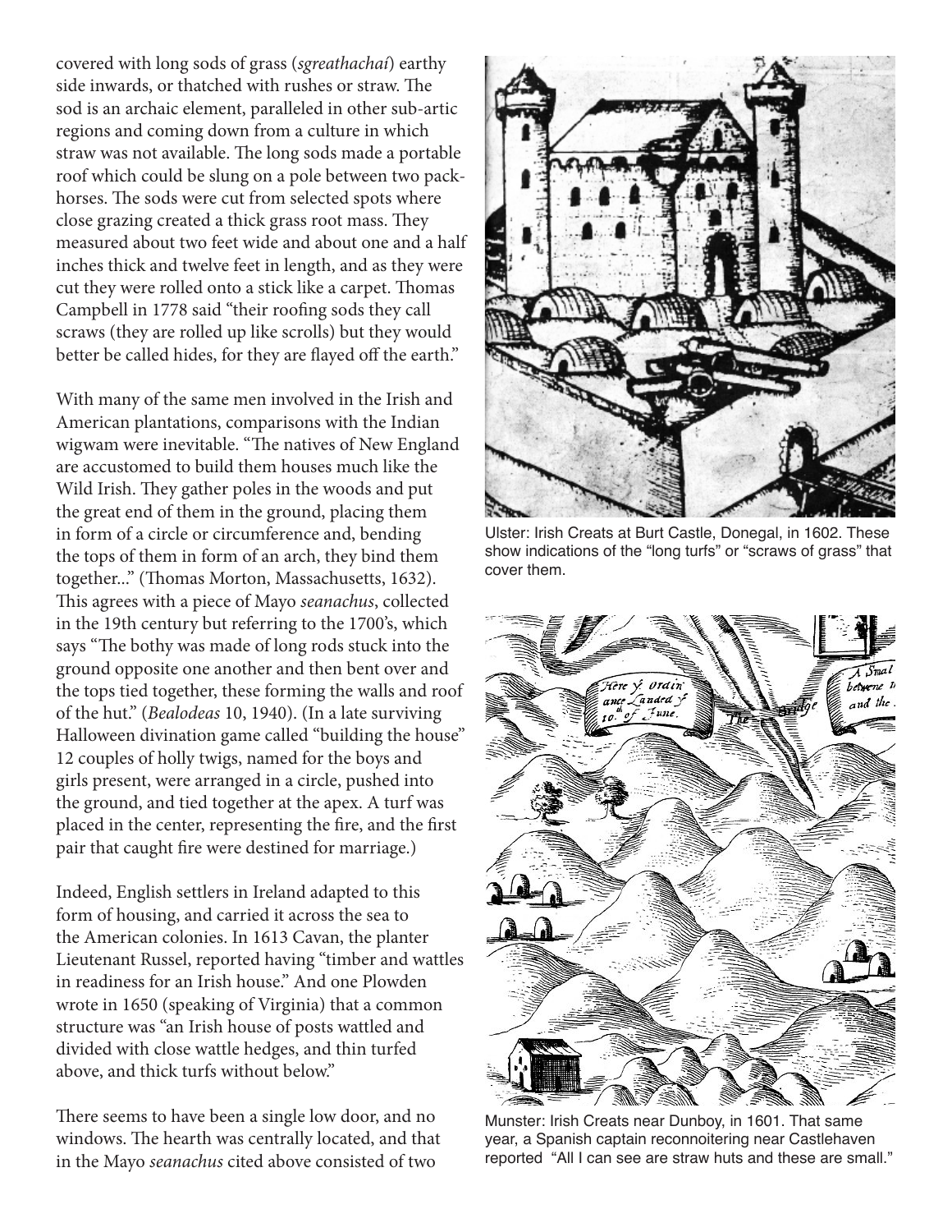covered with long sods of grass (*sgreathachaí*) earthy side inwards, or thatched with rushes or straw. The sod is an archaic element, paralleled in other sub-artic regions and coming down from a culture in which straw was not available. The long sods made a portable roof which could be slung on a pole between two pack-horses. The sods were cut from selected spots where close grazing created a thick grass root mass. They measured about two feet wide and about one and a half inches thick and twelve feet in length, and as they were cut they were rolled onto a stick like a carpet. Thomas Campbell in 1778 said "their roofing sods they call scraws (they are rolled up like scrolls) but they would better be called hides, for they are flayed off the earth."

With many of the same men involved in the Irish and American plantations, comparisons with the Indian wigwam were inevitable. "The natives of New England are accustomed to build them houses much like the Wild Irish. They gather poles in the woods and put the great end of them in the ground, placing them in form of a circle or circumference and, bending the tops of them in form of an arch, they bind them together..." (Thomas Morton, Massachusetts, 1632). This agrees with a piece of Mayo *seanachus*, collected in the 19th century but referring to the 1700's, which says "The bothy was made of long rods stuck into the ground opposite one another and then bent over and the tops tied together, these forming the walls and roof of the hut." (*Bealodeas* 10, 1940). (In a late surviving Halloween divination game called "building the house" 12 couples of holly twigs, named for the boys and girls present, were arranged in a circle, pushed into the ground, and tied together at the apex. A turf was placed in the center, representing the fire, and the first pair that caught fire were destined for marriage.)

Indeed, English settlers in Ireland adapted to this form of housing, and carried it across the sea to the American colonies. In 1613 Cavan, the planter Lieutenant Russel, reported having "timber and wattles in readiness for an Irish house." And one Plowden wrote in 1650 (speaking of Virginia) that a common structure was "an Irish house of posts wattled and divided with close wattle hedges, and thin turfed above, and thick turfs without below."

There seems to have been a single low door, and no windows. The hearth was centrally located, and that in the Mayo *seanachus* cited above consisted of two

Ulster: Irish Creats at Burt Castle, Donegal, in 1602. These show indications of the "long turfs" or "scraws of grass" that cover them.

Munster: Irish Creats near Dunboy, in 1601. That same year, a Spanish captain reconnoitering near Castlehaven reported "All I can see are straw huts and these are small."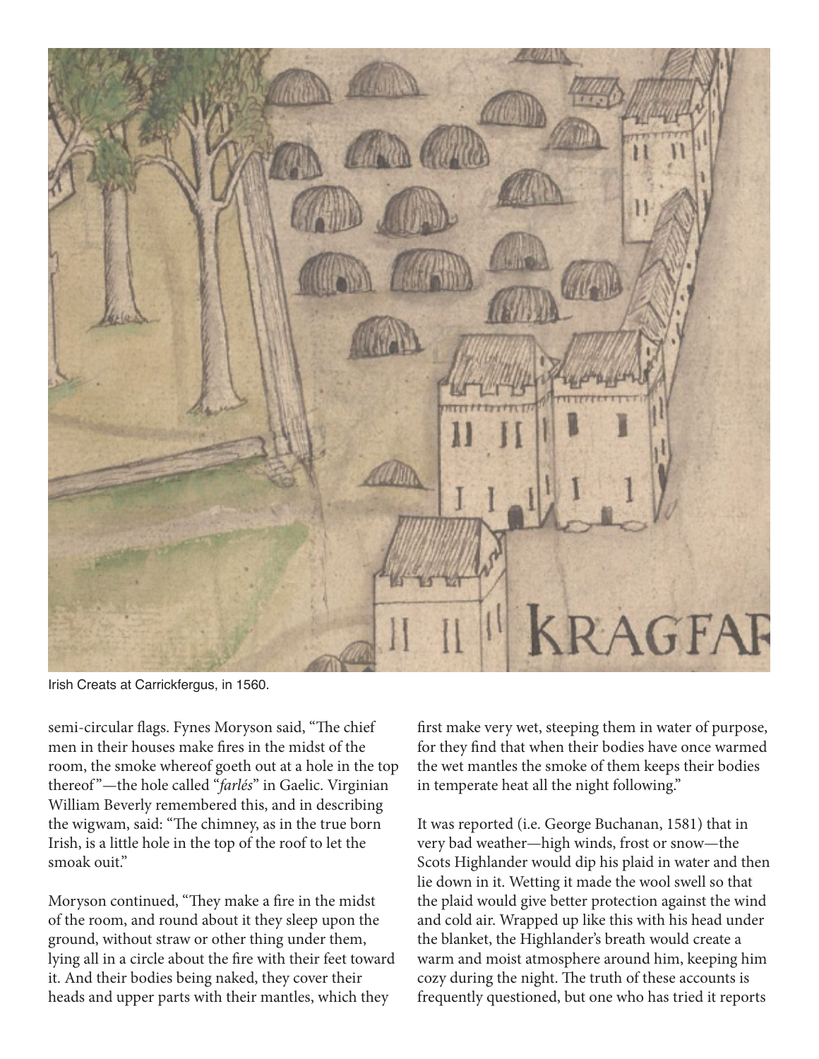Irish Creats at Carrickfergus, in 1560.

semi-circular flags. Fynes Moryson said, "The chief men in their houses make fires in the midst of the room, the smoke whereof goeth out at a hole in the top thereof"—the hole called "*farlés*" in Gaelic. Virginian William Beverly remembered this, and in describing the wigwam, said: "The chimney, as in the true born Irish, is a little hole in the top of the roof to let the smoak ouit."

Moryson continued, "They make a fire in the midst of the room, and round about it they sleep upon the ground, without straw or other thing under them, lying all in a circle about the fire with their feet toward it. And their bodies being naked, they cover their heads and upper parts with their mantles, which they first make very wet, steeping them in water of purpose, for they find that when their bodies have once warmed the wet mantles the smoke of them keeps their bodies in temperate heat all the night following."

It was reported (i.e. George Buchanan, 1581) that in very bad weather—high winds, frost or snow—the Scots Highlander would dip his plaid in water and then lie down in it. Wetting it made the wool swell so that the plaid would give better protection against the wind and cold air. Wrapped up like this with his head under the blanket, the Highlander's breath would create a warm and moist atmosphere around him, keeping him cozy during the night. The truth of these accounts is frequently questioned, but one who has tried it reports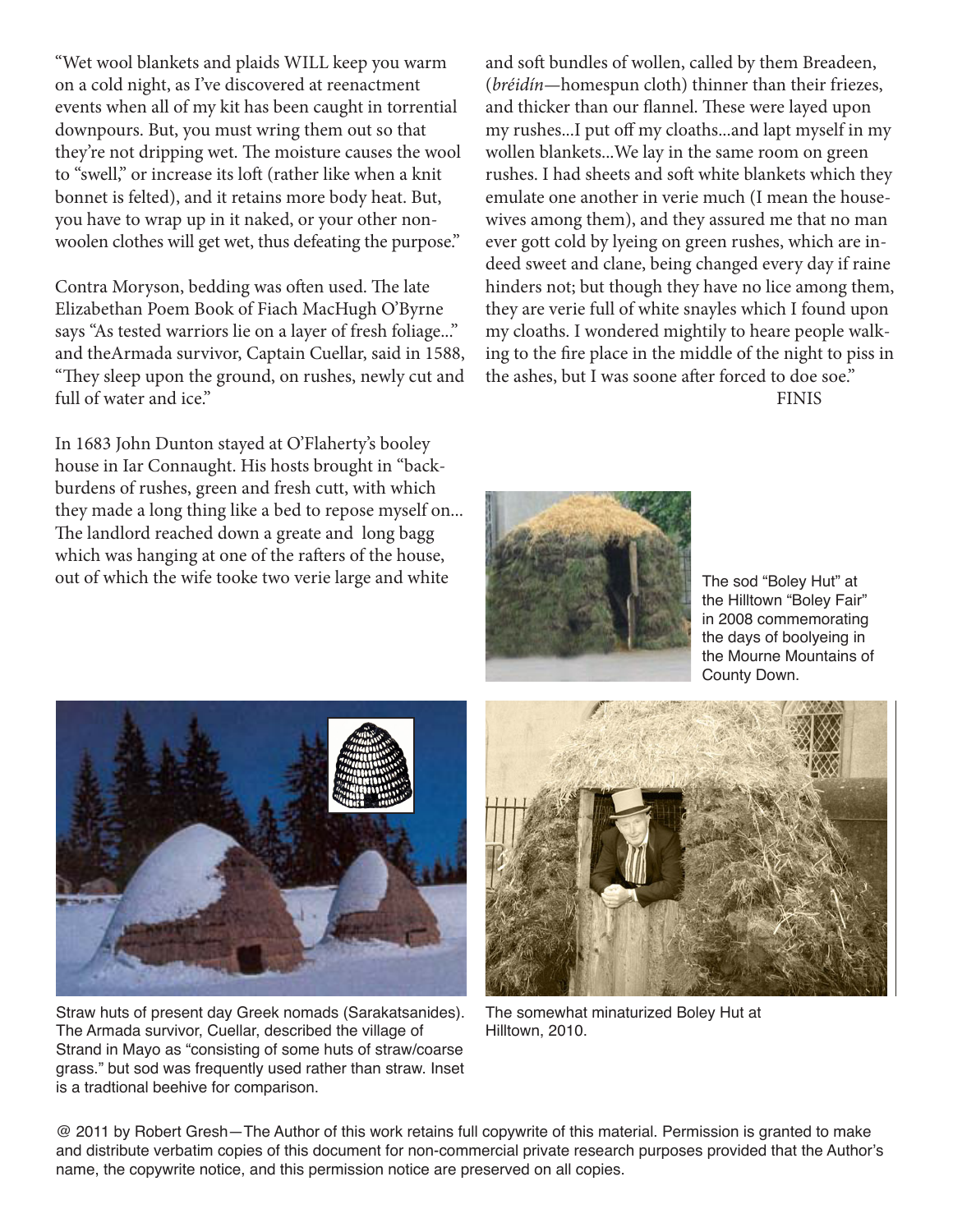"Wet wool blankets and plaids WILL keep you warm on a cold night, as I've discovered at reenactment events when all of my kit has been caught in torrential downpours. But, you must wring them out so that they're not dripping wet. The moisture causes the wool to "swell," or increase its loft (rather like when a knit bonnet is felted), and it retains more body heat. But, you have to wrap up in it naked, or your other non-woolen clothes will get wet, thus defeating the purpose."

Contra Moryson, bedding was often used. The late Elizabethan Poem Book of Fiach MacHugh O'Byrne says "As tested warriors lie on a layer of fresh foliage..." and theArmada survivor, Captain Cuellar, said in 1588, "They sleep upon the ground, on rushes, newly cut and full of water and ice."

In 1683 John Dunton stayed at O'Flaherty's booley house in Iar Connaught. His hosts brought in "back-burdens of rushes, green and fresh cutt, with which they made a long thing like a bed to repose myself on... The landlord reached down a greate and long bagg which was hanging at one of the rafters of the house, out of which the wife tooke two verie large and white and soft bundles of wollen, called by them Breadeen, (*bréidín*—homespun cloth) thinner than their friezes, and thicker than our flannel. These were layed upon my rushes...I put off my cloaths...and lapt myself in my wollen blankets...We lay in the same room on green rushes. I had sheets and soft white blankets which they emulate one another in verie much (I mean the house-wives among them), and they assured me that no man ever gott cold by lyeing on green rushes, which are indeed sweet and clane, being changed every day if raine hinders not; but though they have no lice among them, they are verie full of white snayles which I found upon my cloaths. I wondered mightily to heare people walking to the fire place in the middle of the night to piss in the ashes, but I was soone after forced to doe soe."

FINIS

The sod "Boley Hut" at the Hilltown "Boley Fair" in 2008 commemorating the days of boolyeing in the Mourne Mountains of County Down.

Straw huts of present day Greek nomads (Sarakatsanides). The Armada survivor, Cuellar, described the village of Strand in Mayo as "consisting of some huts of straw/coarse grass." but sod was frequently used rather than straw. Inset is a tradtional beehive for comparison.

The somewhat minaturized Boley Hut at Hilltown, 2010.

@ 2011 by Robert Gresh—The Author of this work retains full copywrite of this material. Permission is granted to make and distribute verbatim copies of this document for non-commercial private research purposes provided that the Author's name, the copywrite notice, and this permission notice are preserved on all copies.